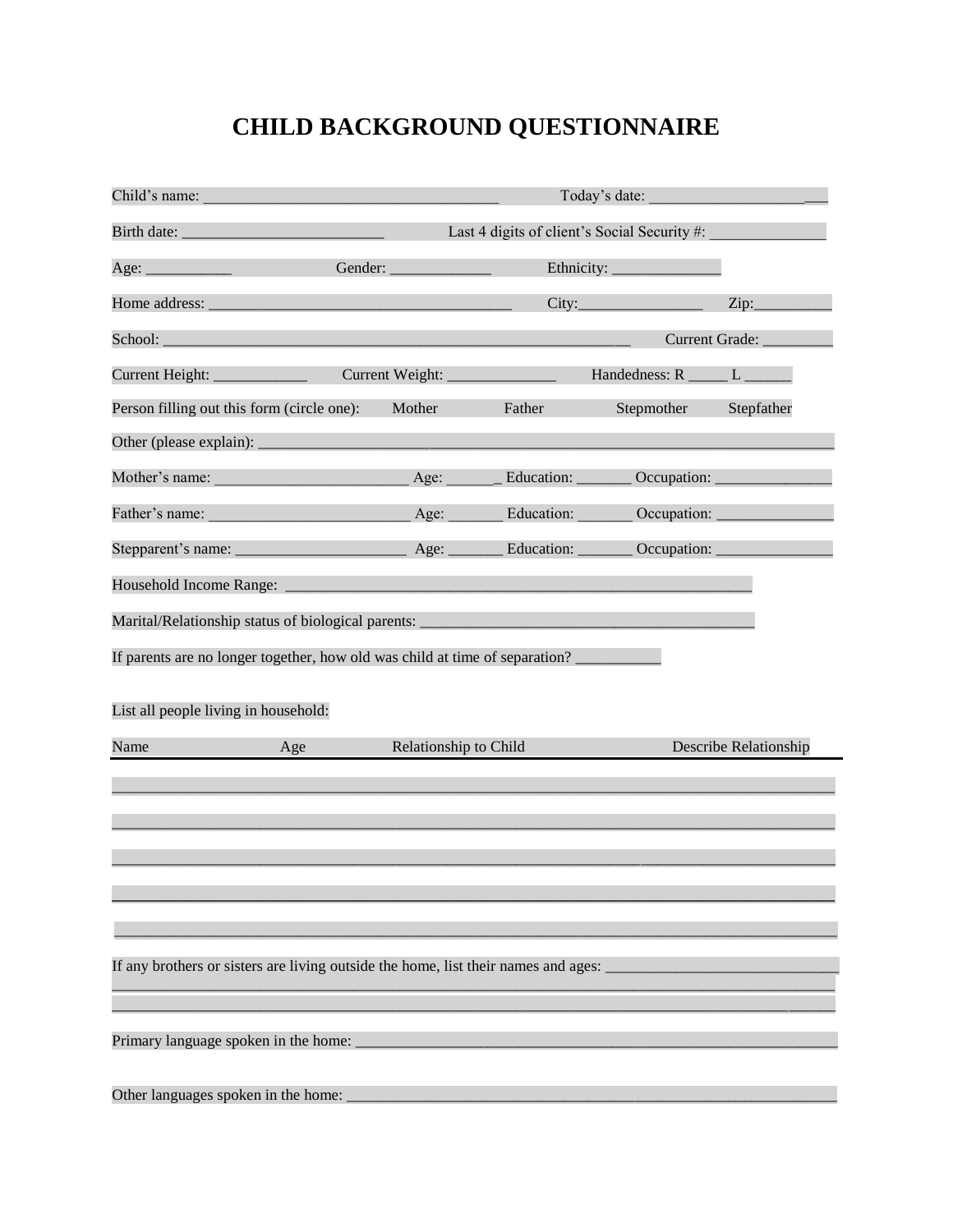# CHILD BACKGROUND QUESTIONNAIRE

Child's name: ____________________________________ Today's date: ______________________

Birth date: _________________________ Last 4 digits of client's Social Security #: _______________

Age: ___________ Gender: _____________ Ethnicity: ______________

Home address: ______________________________________ City:________________ Zip:__________

School: _________________________________________________________ Current Grade: _________

Current Height: ____________ Current Weight: ______________ Handedness: R _____ L ______

Person filling out this form (circle one): Mother Father Stepmother Stepfather

Other (please explain): ______________________________________________________________________

Mother's name: ________________________ Age: _______ Education: _______ Occupation: _______________

Father's name: _________________________ Age: _______ Education: _______ Occupation: _______________

Stepparent's name: ______________________ Age: _______ Education: _______ Occupation: _______________

Household Income Range: ______________________________________________________________

Marital/Relationship status of biological parents: __________________________________________

If parents are no longer together, how old was child at time of separation? ___________

List all people living in household:

| Name | Age | Relationship to Child | Describe Relationship |
|---|---|---|---|
| | | | |
| | | | |
| | | | |
| | | | |
| | | | |

If any brothers or sisters are living outside the home, list their names and ages: ______________________________
_______________________________________________________________________________________
_______________________________________________________________________________________

Primary language spoken in the home: ______________________________________________________________

Other languages spoken in the home: ______________________________________________________________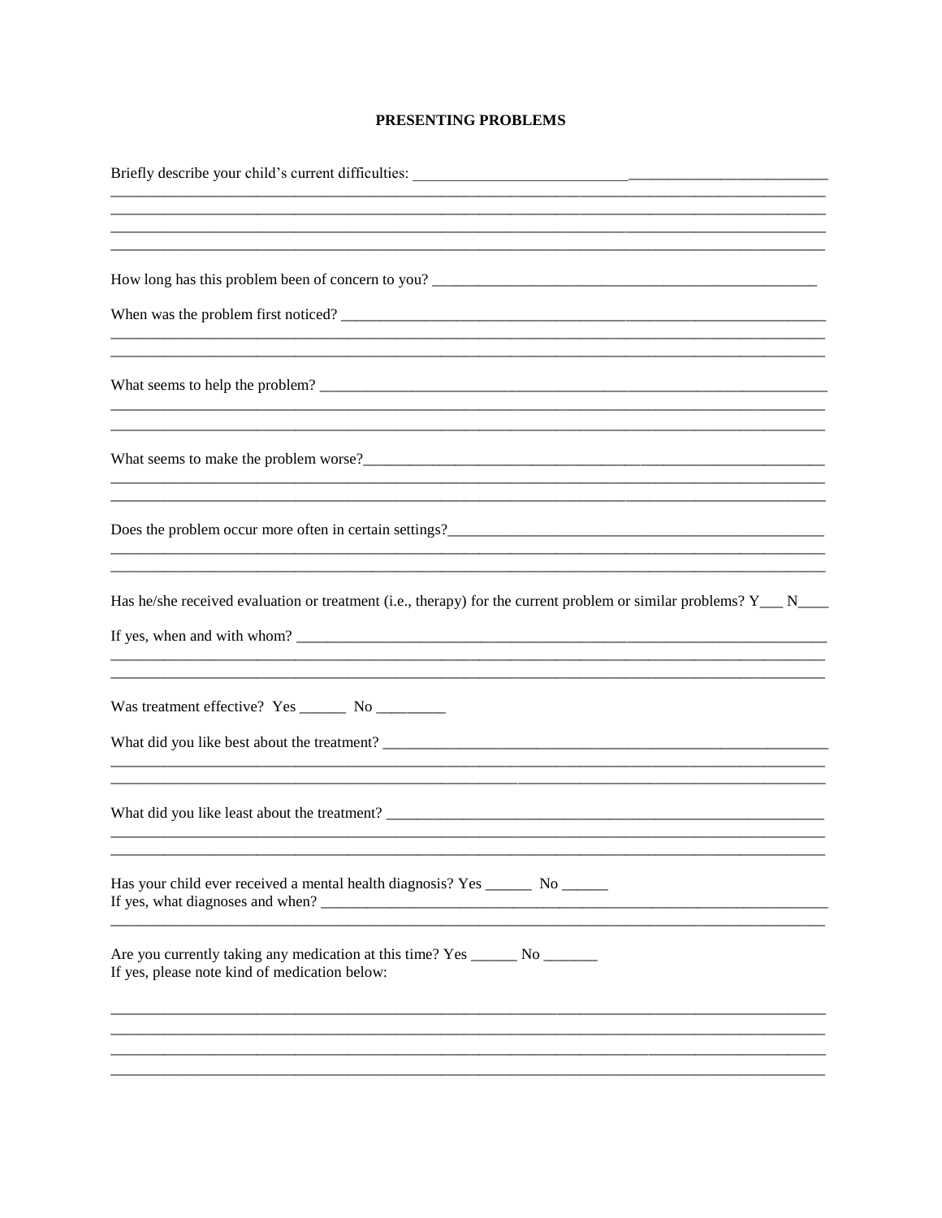# PRESENTING PROBLEMS

Briefly describe your child's current difficulties: ______________________________________________________

__________________________________________________________________________________________

__________________________________________________________________________________________

__________________________________________________________________________________________

__________________________________________________________________________________________

How long has this problem been of concern to you? ____________________________________________

When was the problem first noticed? _________________________________________________________

__________________________________________________________________________________________

__________________________________________________________________________________________

What seems to help the problem? ____________________________________________________________

__________________________________________________________________________________________

__________________________________________________________________________________________

What seems to make the problem worse?_______________________________________________________

__________________________________________________________________________________________

__________________________________________________________________________________________

Does the problem occur more often in certain settings?____________________________________________

__________________________________________________________________________________________

__________________________________________________________________________________________

Has he/she received evaluation or treatment (i.e., therapy) for the current problem or similar problems? Y___ N____

If yes, when and with whom? _________________________________________________________________

__________________________________________________________________________________________

__________________________________________________________________________________________

Was treatment effective? Yes ______ No _________

What did you like best about the treatment? ____________________________________________________

__________________________________________________________________________________________

__________________________________________________________________________________________

What did you like least about the treatment? ____________________________________________________

__________________________________________________________________________________________

__________________________________________________________________________________________

Has your child ever received a mental health diagnosis? Yes ______ No ______

If yes, what diagnoses and when? _____________________________________________________________

__________________________________________________________________________________________

Are you currently taking any medication at this time? Yes ______ No _______

If yes, please note kind of medication below:

__________________________________________________________________________________________

__________________________________________________________________________________________

__________________________________________________________________________________________

__________________________________________________________________________________________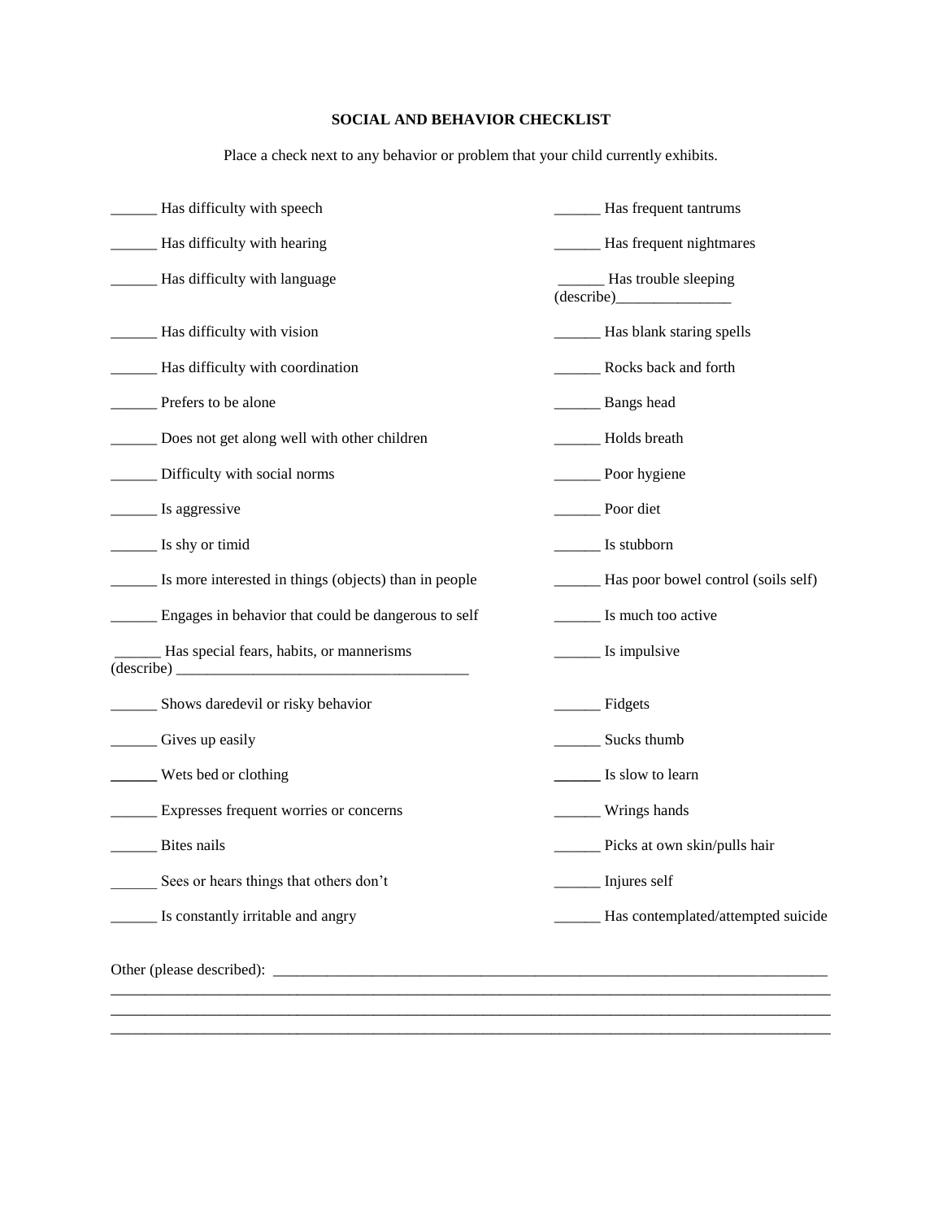## SOCIAL AND BEHAVIOR CHECKLIST

Place a check next to any behavior or problem that your child currently exhibits.

______ Has difficulty with speech

______ Has difficulty with hearing

______ Has difficulty with language

______ Has difficulty with vision

______ Has difficulty with coordination

______ Prefers to be alone

______ Does not get along well with other children

______ Difficulty with social norms

______ Is aggressive

______ Is shy or timid

______ Is more interested in things (objects) than in people

______ Engages in behavior that could be dangerous to self

______ Has special fears, habits, or mannerisms (describe) ________________________________________

______ Shows daredevil or risky behavior

______ Gives up easily

______ Wets bed or clothing

______ Expresses frequent worries or concerns

______ Bites nails

______ Sees or hears things that others don't

______ Is constantly irritable and angry

______ Has frequent tantrums

______ Has frequent nightmares

______ Has trouble sleeping (describe)_______________

______ Has blank staring spells

______ Rocks back and forth

______ Bangs head

______ Holds breath

______ Poor hygiene

______ Poor diet

______ Is stubborn

______ Has poor bowel control (soils self)

______ Is much too active

______ Is impulsive

______ Fidgets

______ Sucks thumb

______ Is slow to learn

______ Wrings hands

______ Picks at own skin/pulls hair

______ Injures self

______ Has contemplated/attempted suicide

Other (please described): ____________________________________________________________________________
__________________________________________________________________________________________
__________________________________________________________________________________________
__________________________________________________________________________________________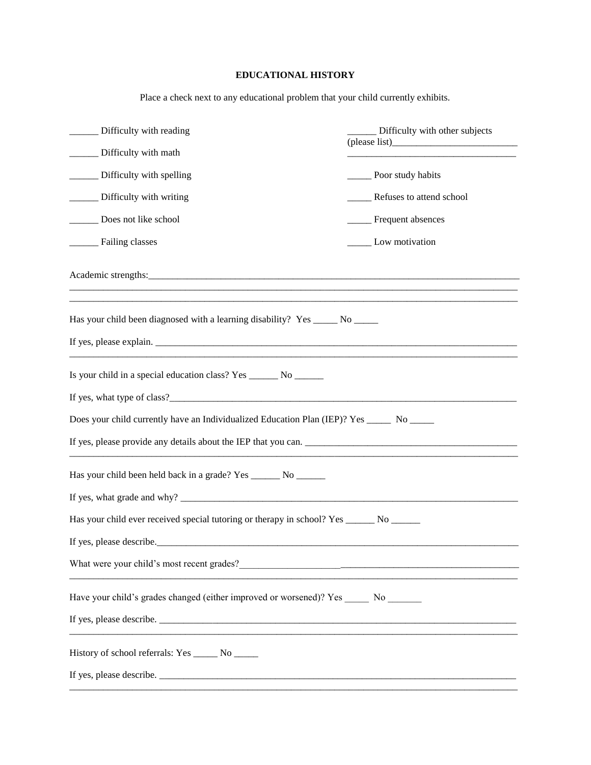# EDUCATIONAL HISTORY

Place a check next to any educational problem that your child currently exhibits.

______ Difficulty with reading

______ Difficulty with math

______ Difficulty with spelling

______ Difficulty with writing

______ Does not like school

______ Failing classes

______ Difficulty with other subjects (please list)__________________________
__________________________________

_____ Poor study habits

_____ Refuses to attend school

_____ Frequent absences

_____ Low motivation

Academic strengths:________________________________________________________________________________
__________________________________________________________________________________________
__________________________________________________________________________________________

Has your child been diagnosed with a learning disability? Yes _____ No _____

If yes, please explain. _____________________________________________________________________________
__________________________________________________________________________________________

Is your child in a special education class? Yes ______ No ______

If yes, what type of class?_____________________________________________________________________

Does your child currently have an Individualized Education Plan (IEP)? Yes _____ No _____

If yes, please provide any details about the IEP that you can. ____________________________________________
__________________________________________________________________________________________

Has your child been held back in a grade? Yes ______ No ______

If yes, what grade and why? ___________________________________________________________________

Has your child ever received special tutoring or therapy in school? Yes ______ No ______

If yes, please describe.________________________________________________________________________

What were your child's most recent grades?_____________________________________________________
__________________________________________________________________________________________

Have your child's grades changed (either improved or worsened)? Yes _____ No _______

If yes, please describe. ________________________________________________________________________
__________________________________________________________________________________________

History of school referrals: Yes _____ No _____

If yes, please describe. ________________________________________________________________________
__________________________________________________________________________________________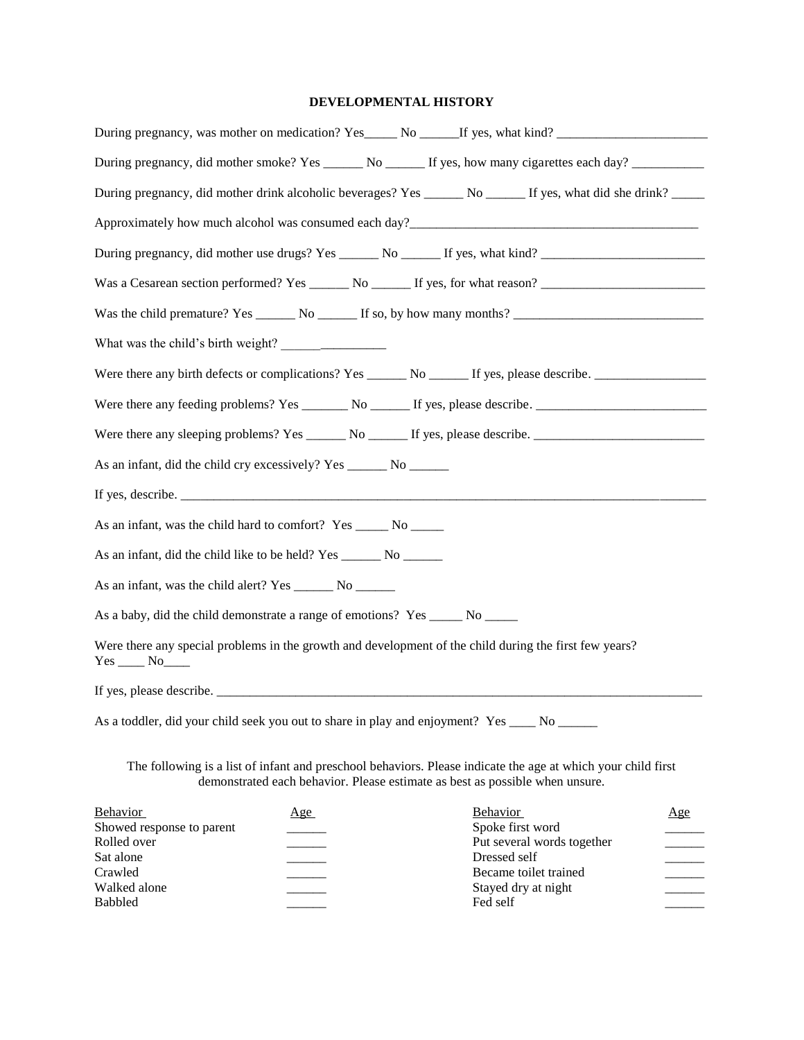# DEVELOPMENTAL HISTORY

During pregnancy, was mother on medication? Yes_____ No ______If yes, what kind? _______________________

During pregnancy, did mother smoke? Yes ______ No ______ If yes, how many cigarettes each day? ___________

During pregnancy, did mother drink alcoholic beverages? Yes ______ No ______ If yes, what did she drink? _____

Approximately how much alcohol was consumed each day?_____________________________________________

During pregnancy, did mother use drugs? Yes ______ No ______ If yes, what kind? _________________________

Was a Cesarean section performed? Yes ______ No ______ If yes, for what reason? _________________________

Was the child premature? Yes ______ No ______ If so, by how many months? _____________________________

What was the child's birth weight? ______________

Were there any birth defects or complications? Yes ______ No ______ If yes, please describe. _________________

Were there any feeding problems? Yes _______ No ______ If yes, please describe. _________________________

Were there any sleeping problems? Yes ______ No ______ If yes, please describe. __________________________

As an infant, did the child cry excessively? Yes ______ No ______

If yes, describe. ________________________________________________________________________________

As an infant, was the child hard to comfort? Yes _____ No _____

As an infant, did the child like to be held? Yes ______ No ______

As an infant, was the child alert? Yes ______ No ______

As a baby, did the child demonstrate a range of emotions? Yes _____ No _____

Were there any special problems in the growth and development of the child during the first few years?
Yes ____ No____

If yes, please describe. ___________________________________________________________________________

As a toddler, did your child seek you out to share in play and enjoyment? Yes ____ No ______

The following is a list of infant and preschool behaviors. Please indicate the age at which your child first demonstrated each behavior. Please estimate as best as possible when unsure.

| Behavior | Age | Behavior | Age |
|---|---|---|---|
| Showed response to parent | ______ | Spoke first word | ______ |
| Rolled over | ______ | Put several words together | ______ |
| Sat alone | ______ | Dressed self | ______ |
| Crawled | ______ | Became toilet trained | ______ |
| Walked alone | ______ | Stayed dry at night | ______ |
| Babbled | ______ | Fed self | ______ |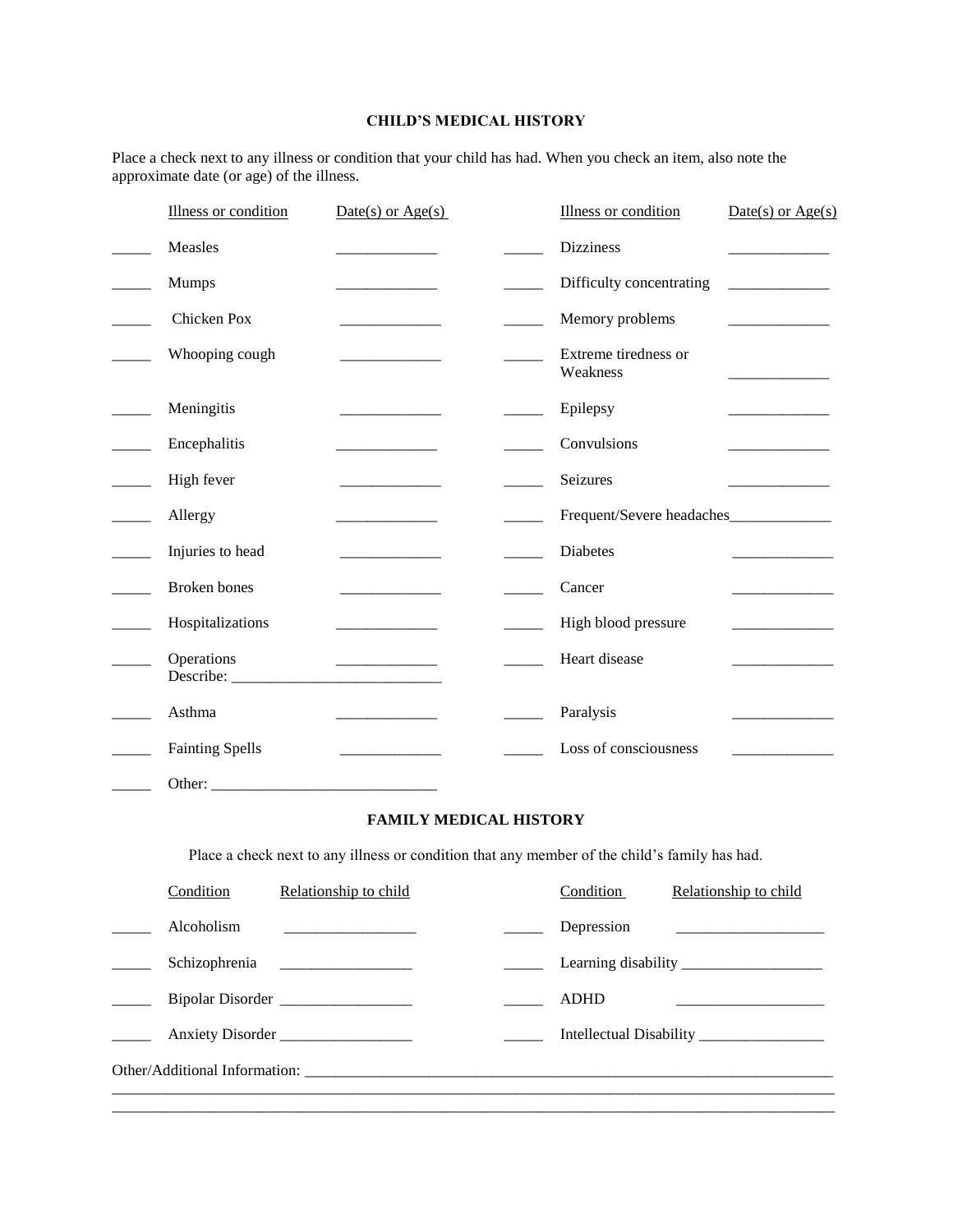## CHILD'S MEDICAL HISTORY

Place a check next to any illness or condition that your child has had. When you check an item, also note the approximate date (or age) of the illness.

| | Illness or condition | Date(s) or Age(s) | | Illness or condition | Date(s) or Age(s) |
|---|---|---|---|---|---|
| _____ | Measles | _____________ | _____ | Dizziness | _____________ |
| _____ | Mumps | _____________ | _____ | Difficulty concentrating | _____________ |
| _____ | Chicken Pox | _____________ | _____ | Memory problems | _____________ |
| _____ | Whooping cough | _____________ | _____ | Extreme tiredness or Weakness | _____________ |
| _____ | Meningitis | _____________ | _____ | Epilepsy | _____________ |
| _____ | Encephalitis | _____________ | _____ | Convulsions | _____________ |
| _____ | High fever | _____________ | _____ | Seizures | _____________ |
| _____ | Allergy | _____________ | _____ | Frequent/Severe headaches | _____________ |
| _____ | Injuries to head | _____________ | _____ | Diabetes | _____________ |
| _____ | Broken bones | _____________ | _____ | Cancer | _____________ |
| _____ | Hospitalizations | _____________ | _____ | High blood pressure | _____________ |
| _____ | Operations Describe: ___________________________ | _____________ | _____ | Heart disease | _____________ |
| _____ | Asthma | _____________ | _____ | Paralysis | _____________ |
| _____ | Fainting Spells | _____________ | _____ | Loss of consciousness | _____________ |
| _____ | Other: _____________________________ | | | | |

## FAMILY MEDICAL HISTORY

Place a check next to any illness or condition that any member of the child's family has had.

| | Condition | Relationship to child | | Condition | Relationship to child |
|---|---|---|---|---|---|
| _____ | Alcoholism | _________________ | _____ | Depression | ___________________ |
| _____ | Schizophrenia | _________________ | _____ | Learning disability | ___________________ |
| _____ | Bipolar Disorder | _________________ | _____ | ADHD | ___________________ |
| _____ | Anxiety Disorder | _________________ | _____ | Intellectual Disability | ________________ |

Other/Additional Information: ________________________________________________________________________
______________________________________________________________________________________________
______________________________________________________________________________________________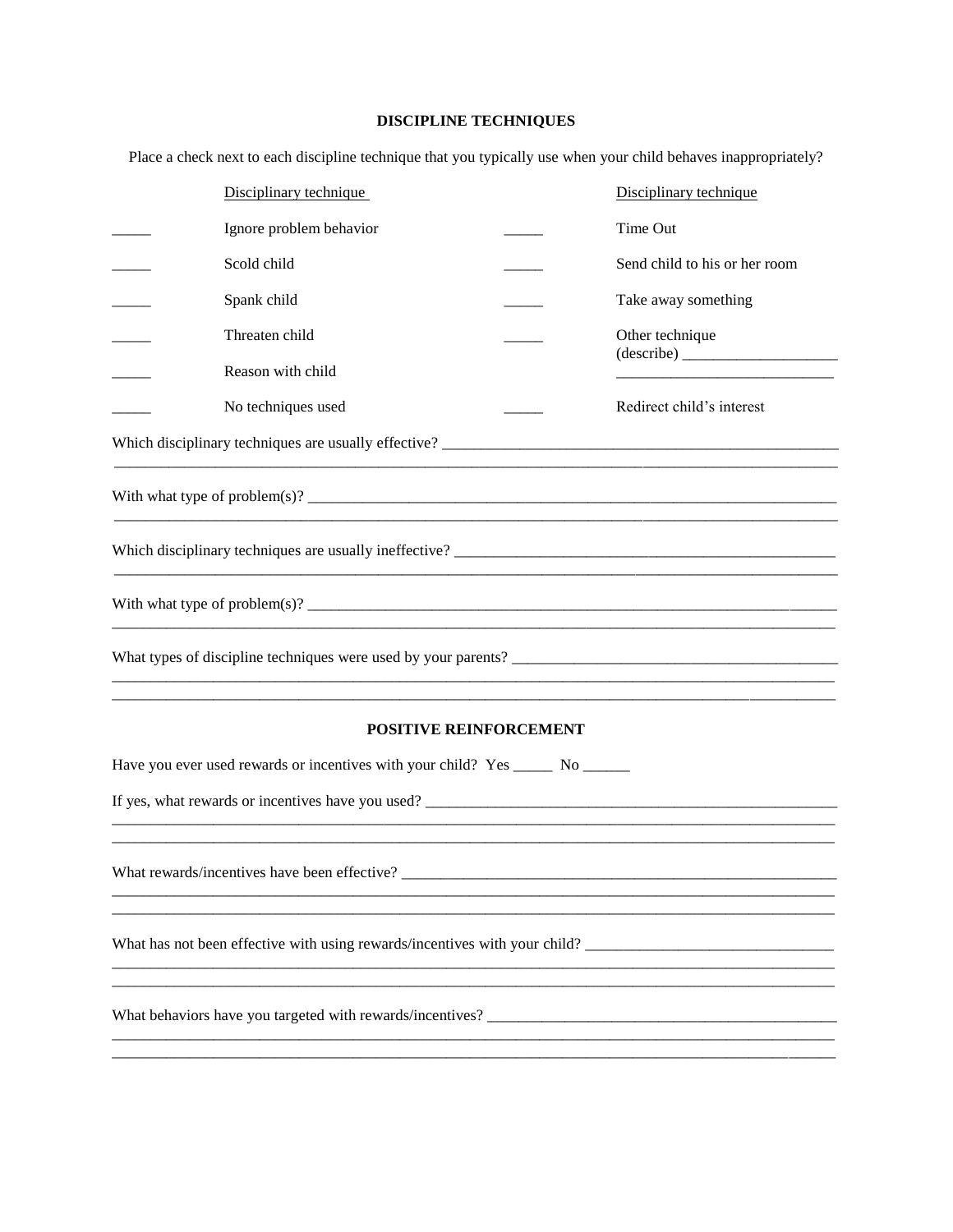## DISCIPLINE TECHNIQUES

Place a check next to each discipline technique that you typically use when your child behaves inappropriately?

| | Disciplinary technique | | Disciplinary technique |
|---|---|---|---|
| _____ | Ignore problem behavior | _____ | Time Out |
| _____ | Scold child | _____ | Send child to his or her room |
| _____ | Spank child | _____ | Take away something |
| _____ | Threaten child | _____ | Other technique (describe) ____________________ ___________________________ |
| _____ | Reason with child | | |
| _____ | No techniques used | _____ | Redirect child's interest |

Which disciplinary techniques are usually effective? ____________________________________________________
_____________________________________________________________________________________________

With what type of problem(s)? ________________________________________________________________________
_____________________________________________________________________________________________

Which disciplinary techniques are usually ineffective? __________________________________________________
_____________________________________________________________________________________________

With what type of problem(s)? ________________________________________________________________________
_____________________________________________________________________________________________

What types of discipline techniques were used by your parents? ___________________________________________
_____________________________________________________________________________________________
_____________________________________________________________________________________________

## POSITIVE REINFORCEMENT

Have you ever used rewards or incentives with your child? Yes _____ No ______

If yes, what rewards or incentives have you used? ______________________________________________________
_____________________________________________________________________________________________
_____________________________________________________________________________________________

What rewards/incentives have been effective? _________________________________________________________
_____________________________________________________________________________________________
_____________________________________________________________________________________________

What has not been effective with using rewards/incentives with your child? _______________________________
_____________________________________________________________________________________________
_____________________________________________________________________________________________

What behaviors have you targeted with rewards/incentives? _______________________________________________
_____________________________________________________________________________________________
_____________________________________________________________________________________________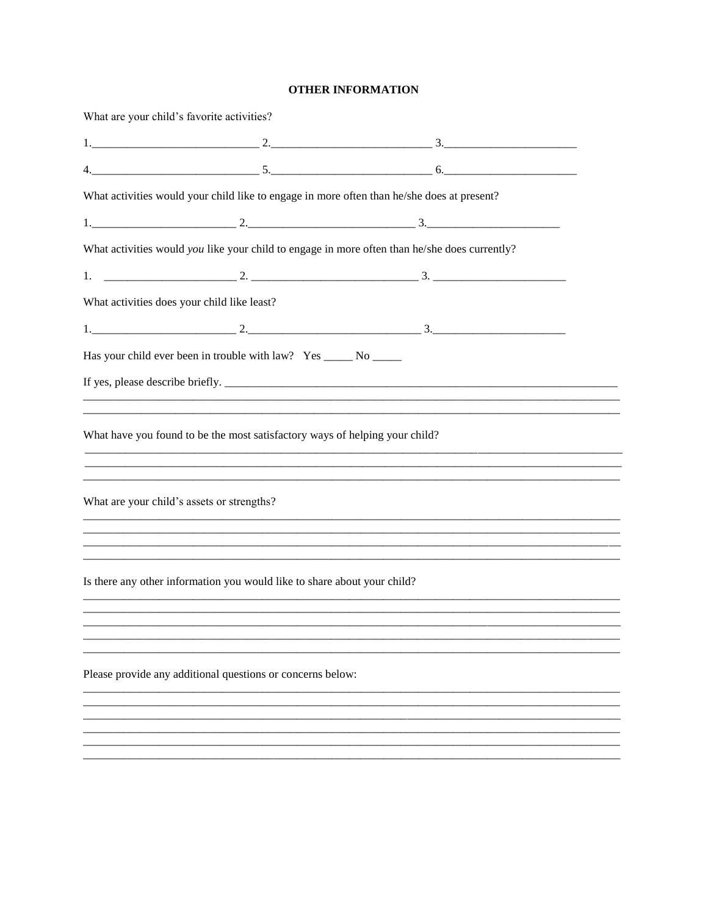**OTHER INFORMATION**

What are your child's favorite activities?

1.____________________________ 2.___________________________ 3._______________________

4.____________________________ 5.___________________________ 6._______________________

What activities would your child like to engage in more often than he/she does at present?

1.________________________ 2.____________________________ 3.______________________

What activities would *you* like your child to engage in more often than he/she does currently?

1. ______________________ 2. ____________________________ 3. ______________________

What activities does your child like least?

1.________________________ 2.____________________________ 3.______________________

Has your child ever been in trouble with law? Yes _____ No _____

If yes, please describe briefly. ______________________________________________________________________
__________________________________________________________________________________________
__________________________________________________________________________________________

What have you found to be the most satisfactory ways of helping your child?
__________________________________________________________________________________________
__________________________________________________________________________________________
__________________________________________________________________________________________

What are your child's assets or strengths?
__________________________________________________________________________________________
__________________________________________________________________________________________
__________________________________________________________________________________________
__________________________________________________________________________________________

Is there any other information you would like to share about your child?
__________________________________________________________________________________________
__________________________________________________________________________________________
__________________________________________________________________________________________
__________________________________________________________________________________________
__________________________________________________________________________________________

Please provide any additional questions or concerns below:
__________________________________________________________________________________________
__________________________________________________________________________________________
__________________________________________________________________________________________
__________________________________________________________________________________________
__________________________________________________________________________________________
__________________________________________________________________________________________